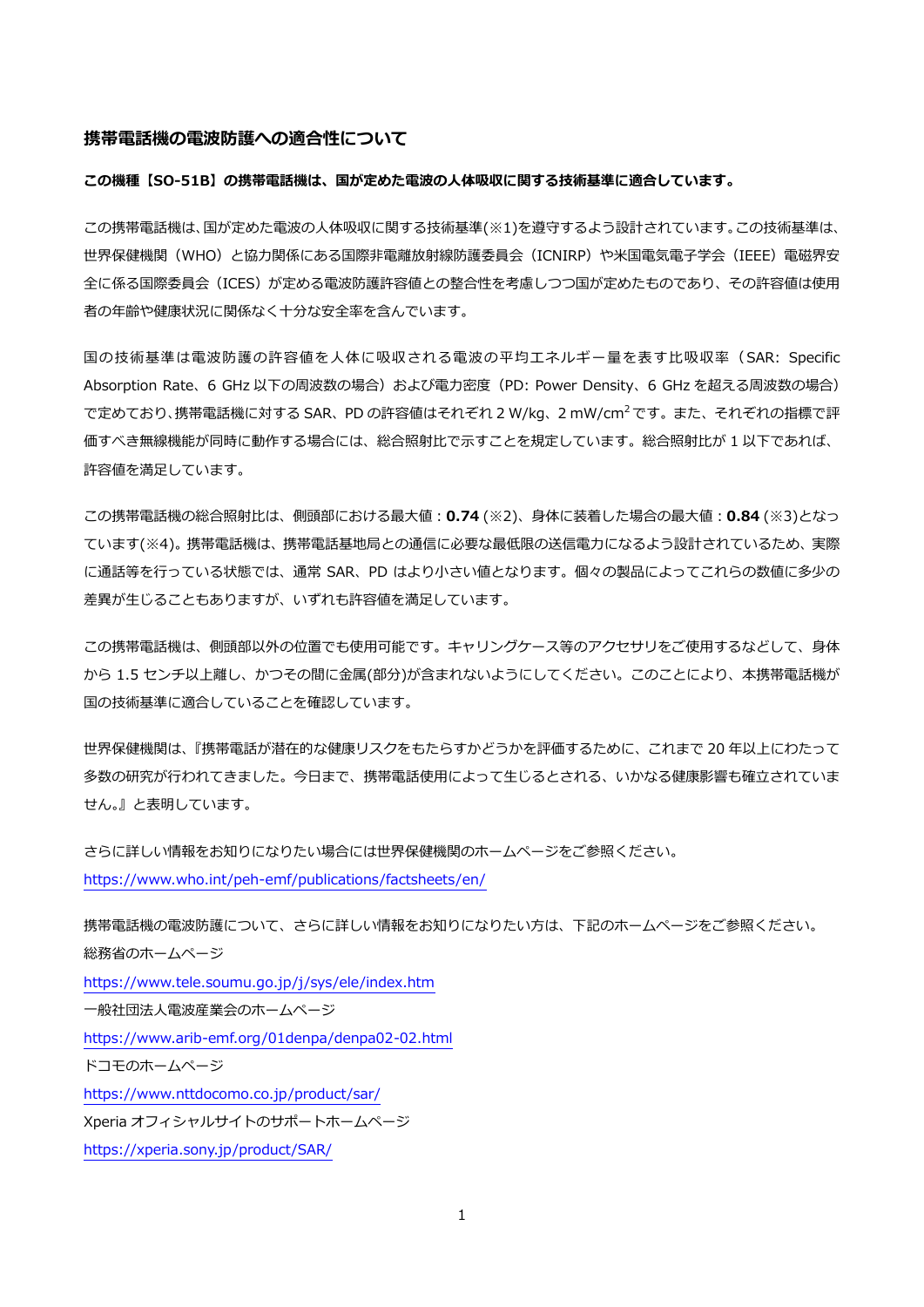## 携帯電話機の電波防護への適合性について

**この機種【SO-51B】の携帯電話機は、国が定めた電波の人体吸収に関する技術基準に適合しています。**

この携帯電話機は、国が定めた電波の人体吸収に関する技術基準(※1)を遵守するよう設計されています。この技術基準は、世界保健機関（WHO）と協力関係にある国際非電離放射線防護委員会（ICNIRP）や米国電気電子学会（IEEE）電磁界安全に係る国際委員会（ICES）が定める電波防護許容値との整合性を考慮しつつ国が定めたものであり、その許容値は使用者の年齢や健康状況に関係なく十分な安全率を含んでいます。

国の技術基準は電波防護の許容値を人体に吸収される電波の平均エネルギー量を表す比吸収率（SAR: Specific Absorption Rate、6 GHz 以下の周波数の場合）および電力密度（PD: Power Density、6 GHz を超える周波数の場合）で定めており、携帯電話機に対する SAR、PD の許容値はそれぞれ 2 W/kg、2 mW/cm$^2$ です。また、それぞれの指標で評価すべき無線機能が同時に動作する場合には、総合照射比で示すことを規定しています。総合照射比が 1 以下であれば、許容値を満足しています。

この携帯電話機の総合照射比は、側頭部における最大値：**0.74** (※2)、身体に装着した場合の最大値：**0.84** (※3)となっています(※4)。携帯電話機は、携帯電話基地局との通信に必要な最低限の送信電力になるよう設計されているため、実際に通話等を行っている状態では、通常 SAR、PD はより小さい値となります。個々の製品によってこれらの数値に多少の差異が生じることもありますが、いずれも許容値を満足しています。

この携帯電話機は、側頭部以外の位置でも使用可能です。キャリングケース等のアクセサリをご使用するなどして、身体から 1.5 センチ以上離し、かつその間に金属(部分)が含まれないようにしてください。このことにより、本携帯電話機が国の技術基準に適合していることを確認しています。

世界保健機関は、『携帯電話が潜在的な健康リスクをもたらすかどうかを評価するために、これまで 20 年以上にわたって多数の研究が行われてきました。今日まで、携帯電話使用によって生じるとされる、いかなる健康影響も確立されていません。』と表明しています。

さらに詳しい情報をお知りになりたい場合には世界保健機関のホームページをご参照ください。
https://www.who.int/peh-emf/publications/factsheets/en/

携帯電話機の電波防護について、さらに詳しい情報をお知りになりたい方は、下記のホームページをご参照ください。
総務省のホームページ
https://www.tele.soumu.go.jp/j/sys/ele/index.htm
一般社団法人電波産業会のホームページ
https://www.arib-emf.org/01denpa/denpa02-02.html
ドコモのホームページ
https://www.nttdocomo.co.jp/product/sar/
Xperia オフィシャルサイトのサポートホームページ
https://xperia.sony.jp/product/SAR/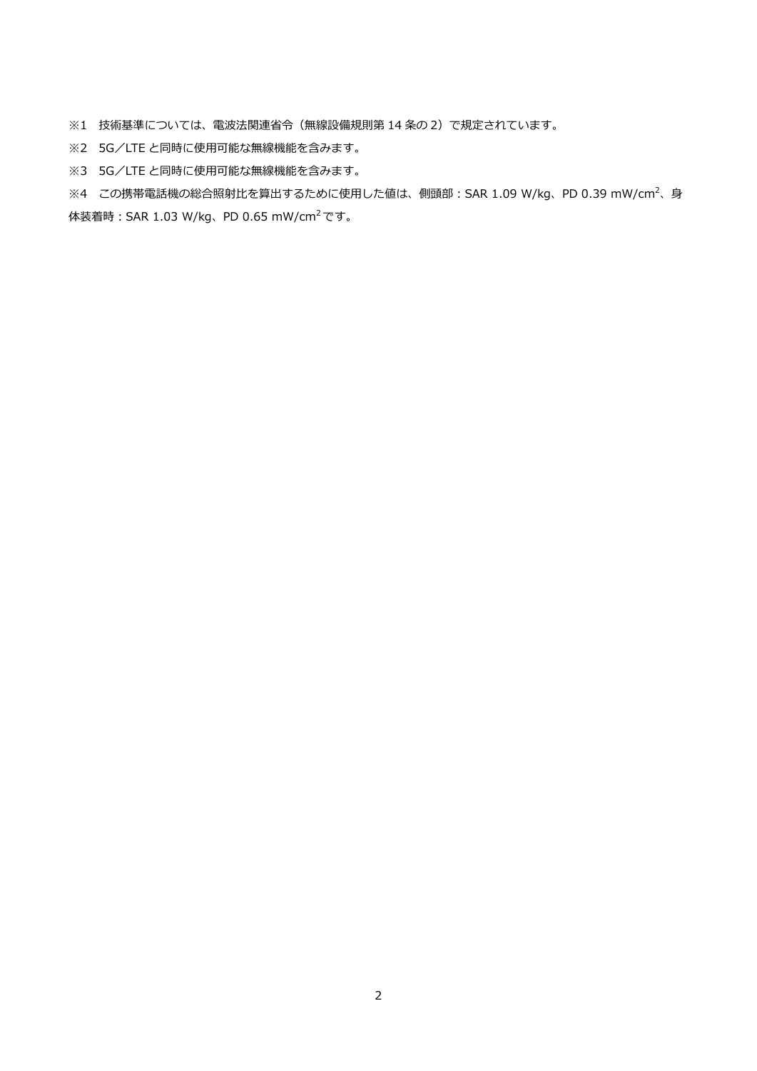※1　技術基準については、電波法関連省令（無線設備規則第 14 条の 2）で規定されています。

※2　5G／LTE と同時に使用可能な無線機能を含みます。

※3　5G／LTE と同時に使用可能な無線機能を含みます。

※4　この携帯電話機の総合照射比を算出するために使用した値は、側頭部：SAR 1.09 W/kg、PD 0.39 mW/cm$^2$、身体装着時：SAR 1.03 W/kg、PD 0.65 mW/cm$^2$ です。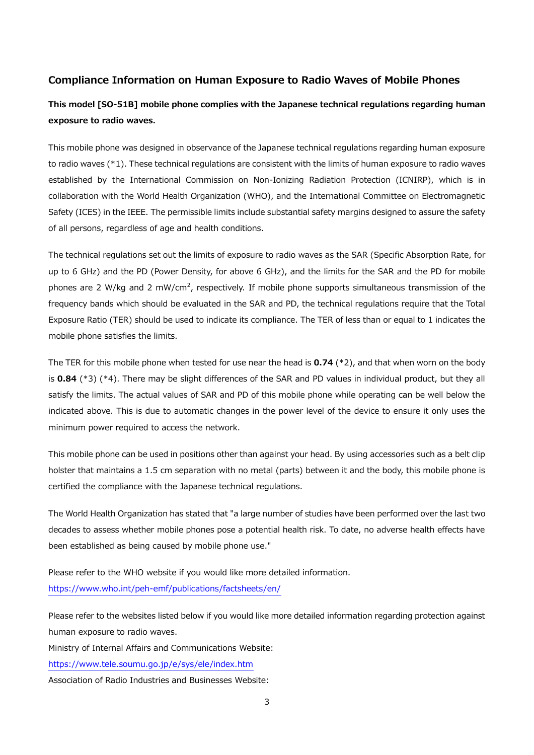## Compliance Information on Human Exposure to Radio Waves of Mobile Phones

**This model [SO-51B] mobile phone complies with the Japanese technical regulations regarding human exposure to radio waves.**

This mobile phone was designed in observance of the Japanese technical regulations regarding human exposure to radio waves (*1). These technical regulations are consistent with the limits of human exposure to radio waves established by the International Commission on Non-Ionizing Radiation Protection (ICNIRP), which is in collaboration with the World Health Organization (WHO), and the International Committee on Electromagnetic Safety (ICES) in the IEEE. The permissible limits include substantial safety margins designed to assure the safety of all persons, regardless of age and health conditions.

The technical regulations set out the limits of exposure to radio waves as the SAR (Specific Absorption Rate, for up to 6 GHz) and the PD (Power Density, for above 6 GHz), and the limits for the SAR and the PD for mobile phones are 2 W/kg and 2 mW/cm$^2$, respectively. If mobile phone supports simultaneous transmission of the frequency bands which should be evaluated in the SAR and PD, the technical regulations require that the Total Exposure Ratio (TER) should be used to indicate its compliance. The TER of less than or equal to 1 indicates the mobile phone satisfies the limits.

The TER for this mobile phone when tested for use near the head is **0.74** (*2), and that when worn on the body is **0.84** (*3) (*4). There may be slight differences of the SAR and PD values in individual product, but they all satisfy the limits. The actual values of SAR and PD of this mobile phone while operating can be well below the indicated above. This is due to automatic changes in the power level of the device to ensure it only uses the minimum power required to access the network.

This mobile phone can be used in positions other than against your head. By using accessories such as a belt clip holster that maintains a 1.5 cm separation with no metal (parts) between it and the body, this mobile phone is certified the compliance with the Japanese technical regulations.

The World Health Organization has stated that "a large number of studies have been performed over the last two decades to assess whether mobile phones pose a potential health risk. To date, no adverse health effects have been established as being caused by mobile phone use."

Please refer to the WHO website if you would like more detailed information.
https://www.who.int/peh-emf/publications/factsheets/en/

Please refer to the websites listed below if you would like more detailed information regarding protection against human exposure to radio waves.
Ministry of Internal Affairs and Communications Website:
https://www.tele.soumu.go.jp/e/sys/ele/index.htm
Association of Radio Industries and Businesses Website: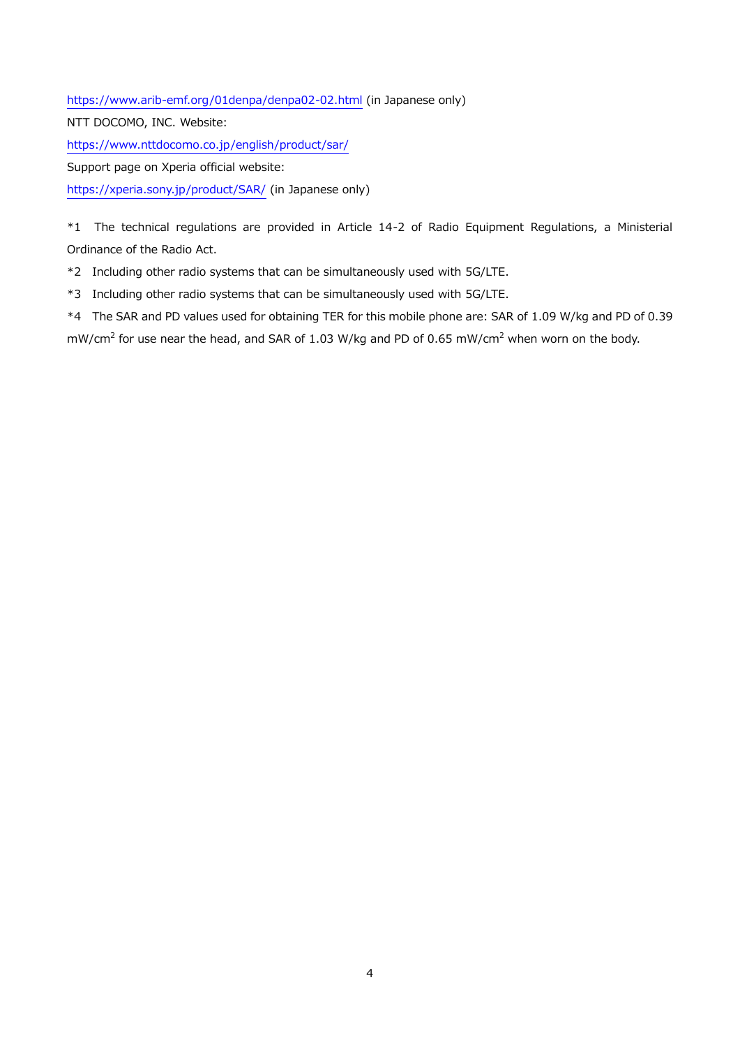https://www.arib-emf.org/01denpa/denpa02-02.html (in Japanese only)

NTT DOCOMO, INC. Website:

https://www.nttdocomo.co.jp/english/product/sar/

Support page on Xperia official website:

https://xperia.sony.jp/product/SAR/ (in Japanese only)

*1 The technical regulations are provided in Article 14-2 of Radio Equipment Regulations, a Ministerial Ordinance of the Radio Act.

*2 Including other radio systems that can be simultaneously used with 5G/LTE.

*3 Including other radio systems that can be simultaneously used with 5G/LTE.

*4 The SAR and PD values used for obtaining TER for this mobile phone are: SAR of 1.09 W/kg and PD of 0.39 $mW/cm^2$ for use near the head, and SAR of 1.03 W/kg and PD of 0.65 $mW/cm^2$ when worn on the body.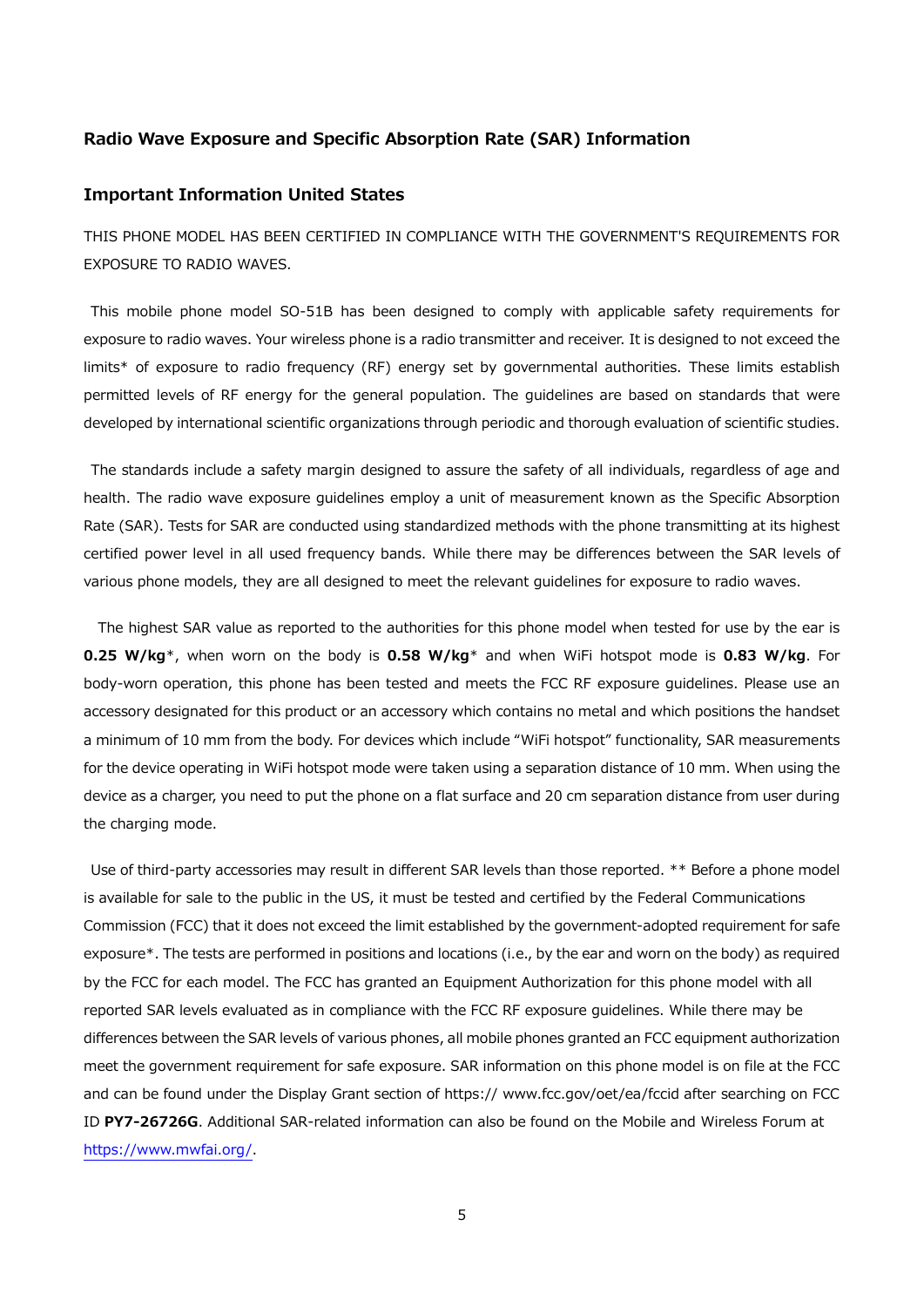## Radio Wave Exposure and Specific Absorption Rate (SAR) Information

### Important Information United States

THIS PHONE MODEL HAS BEEN CERTIFIED IN COMPLIANCE WITH THE GOVERNMENT'S REQUIREMENTS FOR EXPOSURE TO RADIO WAVES.

This mobile phone model SO-51B has been designed to comply with applicable safety requirements for exposure to radio waves. Your wireless phone is a radio transmitter and receiver. It is designed to not exceed the limits* of exposure to radio frequency (RF) energy set by governmental authorities. These limits establish permitted levels of RF energy for the general population. The guidelines are based on standards that were developed by international scientific organizations through periodic and thorough evaluation of scientific studies.

The standards include a safety margin designed to assure the safety of all individuals, regardless of age and health. The radio wave exposure guidelines employ a unit of measurement known as the Specific Absorption Rate (SAR). Tests for SAR are conducted using standardized methods with the phone transmitting at its highest certified power level in all used frequency bands. While there may be differences between the SAR levels of various phone models, they are all designed to meet the relevant guidelines for exposure to radio waves.

The highest SAR value as reported to the authorities for this phone model when tested for use by the ear is **0.25 W/kg***, when worn on the body is **0.58 W/kg*** and when WiFi hotspot mode is **0.83 W/kg**. For body-worn operation, this phone has been tested and meets the FCC RF exposure guidelines. Please use an accessory designated for this product or an accessory which contains no metal and which positions the handset a minimum of 10 mm from the body. For devices which include "WiFi hotspot" functionality, SAR measurements for the device operating in WiFi hotspot mode were taken using a separation distance of 10 mm. When using the device as a charger, you need to put the phone on a flat surface and 20 cm separation distance from user during the charging mode.

Use of third-party accessories may result in different SAR levels than those reported. ** Before a phone model is available for sale to the public in the US, it must be tested and certified by the Federal Communications Commission (FCC) that it does not exceed the limit established by the government-adopted requirement for safe exposure*. The tests are performed in positions and locations (i.e., by the ear and worn on the body) as required by the FCC for each model. The FCC has granted an Equipment Authorization for this phone model with all reported SAR levels evaluated as in compliance with the FCC RF exposure guidelines. While there may be differences between the SAR levels of various phones, all mobile phones granted an FCC equipment authorization meet the government requirement for safe exposure. SAR information on this phone model is on file at the FCC and can be found under the Display Grant section of https:// www.fcc.gov/oet/ea/fccid after searching on FCC ID **PY7-26726G**. Additional SAR-related information can also be found on the Mobile and Wireless Forum at https://www.mwfai.org/.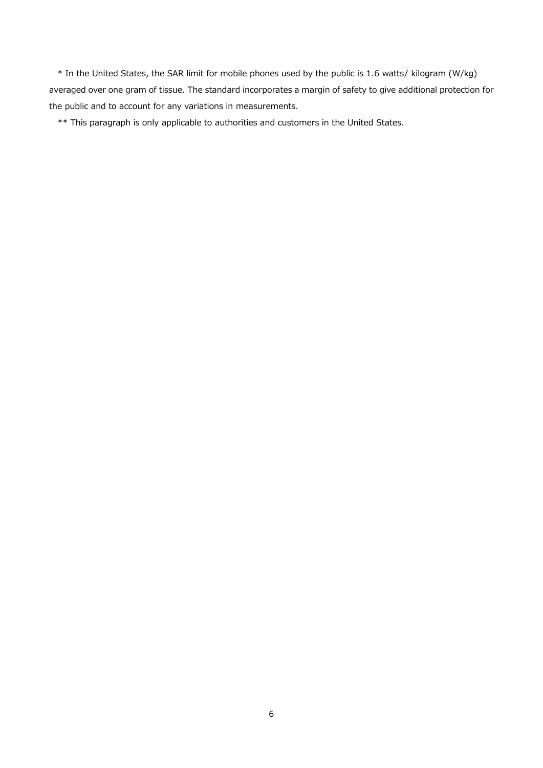* In the United States, the SAR limit for mobile phones used by the public is 1.6 watts/ kilogram (W/kg) averaged over one gram of tissue. The standard incorporates a margin of safety to give additional protection for the public and to account for any variations in measurements.

** This paragraph is only applicable to authorities and customers in the United States.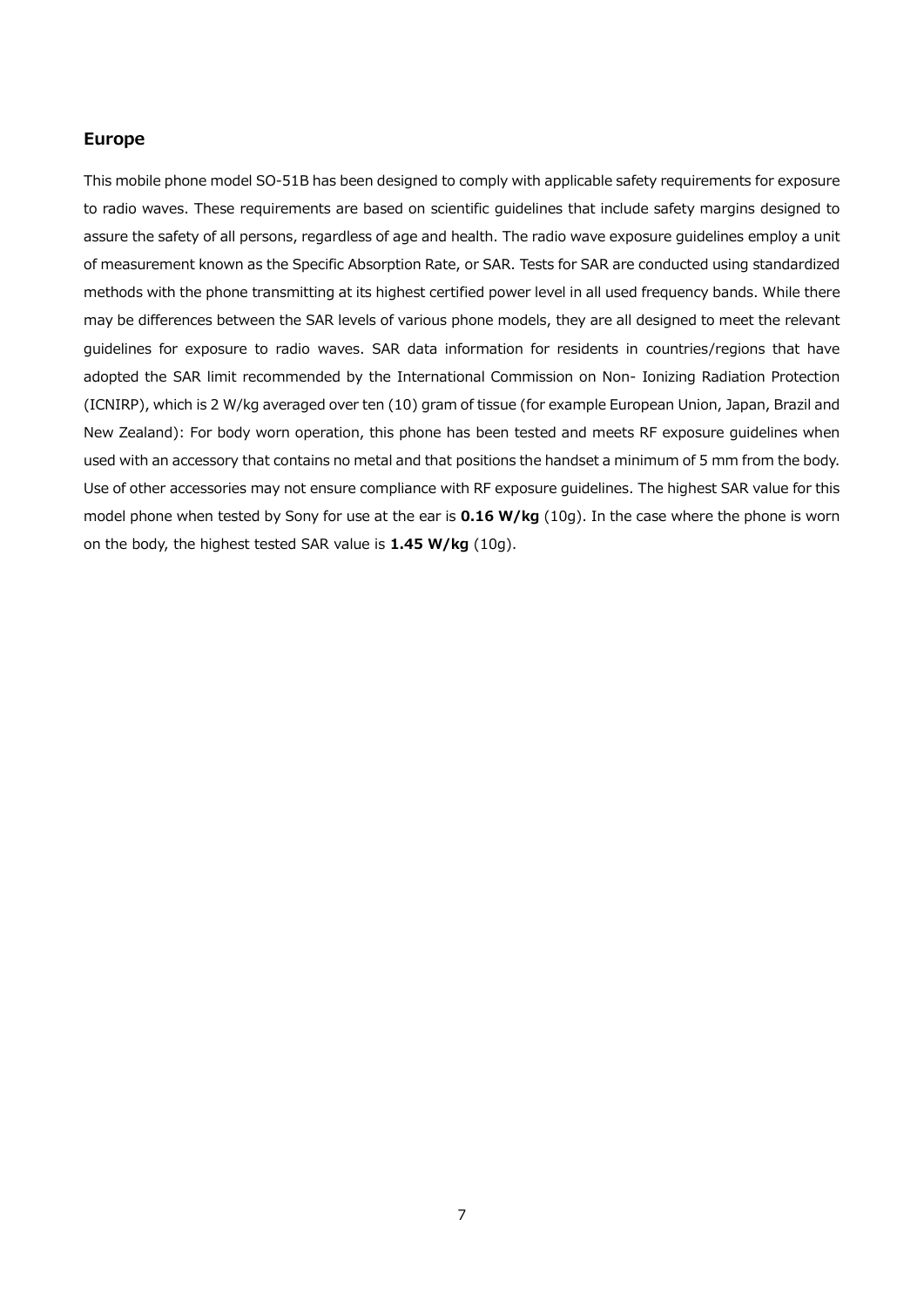## Europe

This mobile phone model SO-51B has been designed to comply with applicable safety requirements for exposure to radio waves. These requirements are based on scientific guidelines that include safety margins designed to assure the safety of all persons, regardless of age and health. The radio wave exposure guidelines employ a unit of measurement known as the Specific Absorption Rate, or SAR. Tests for SAR are conducted using standardized methods with the phone transmitting at its highest certified power level in all used frequency bands. While there may be differences between the SAR levels of various phone models, they are all designed to meet the relevant guidelines for exposure to radio waves. SAR data information for residents in countries/regions that have adopted the SAR limit recommended by the International Commission on Non- Ionizing Radiation Protection (ICNIRP), which is 2 W/kg averaged over ten (10) gram of tissue (for example European Union, Japan, Brazil and New Zealand): For body worn operation, this phone has been tested and meets RF exposure guidelines when used with an accessory that contains no metal and that positions the handset a minimum of 5 mm from the body. Use of other accessories may not ensure compliance with RF exposure guidelines. The highest SAR value for this model phone when tested by Sony for use at the ear is **0.16 W/kg** (10g). In the case where the phone is worn on the body, the highest tested SAR value is **1.45 W/kg** (10g).